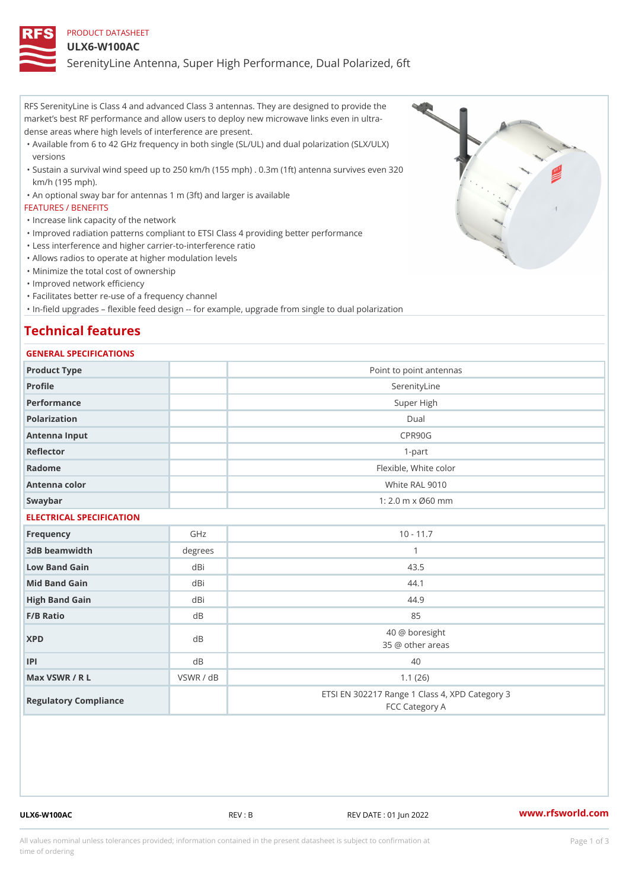PRODUCT DATASHEET

# ULX6-W100AC

## SerenityLine Antenna, Super High Performance, Dual Polarized, 6ft

RFS SerenityLine is Class 4 and advanced Class 3 antennas. They are designed to provide the market's best RF performance and allow users to deploy new microwave links even in ultra-dense areas where high levels of interference are present.

- Available from 6 to 42 GHz frequency in both single (SL/UL) and dual polarization (SLX/ULX) versions
- Sustain a survival wind speed up to 250 km/h (155 mph) . 0.3m (1ft) antenna survives even 320 km/h (195 mph).
- An optional sway bar for antennas 1 m (3ft) and larger is available

FEATURES / BENEFITS

- Increase link capacity of the network
- Improved radiation patterns compliant to ETSI Class 4 providing better performance
- Less interference and higher carrier-to-interference ratio
- Allows radios to operate at higher modulation levels
- Minimize the total cost of ownership
- Improved network efficiency
- Facilitates better re-use of a frequency channel
- In-field upgrades – flexible feed design -- for example, upgrade from single to dual polarization

## Technical features

### GENERAL SPECIFICATIONS

| | | |
|---|---|---|
| Product Type | | Point to point antennas |
| Profile | | SerenityLine |
| Performance | | Super High |
| Polarization | | Dual |
| Antenna Input | | CPR90G |
| Reflector | | 1-part |
| Radome | | Flexible, White color |
| Antenna color | | White RAL 9010 |
| Swaybar | | 1: 2.0 m x Ø60 mm |

### ELECTRICAL SPECIFICATION

| | | |
|---|---|---|
| Frequency | GHz | 10 - 11.7 |
| 3dB beamwidth | degrees | 1 |
| Low Band Gain | dBi | 43.5 |
| Mid Band Gain | dBi | 44.1 |
| High Band Gain | dBi | 44.9 |
| F/B Ratio | dB | 85 |
| XPD | dB | 40 @ boresight<br>35 @ other areas |
| IPI | dB | 40 |
| Max VSWR / R L | VSWR / dB | 1.1 (26) |
| Regulatory Compliance | | ETSI EN 302217 Range 1 Class 4, XPD Category 3<br>FCC Category A |

ULX6-W100AC REV : B REV DATE : 01 Jun 2022 www.rfsworld.com

All values nominal unless tolerances provided; information contained in the present datasheet is subject to confirmation at time of ordering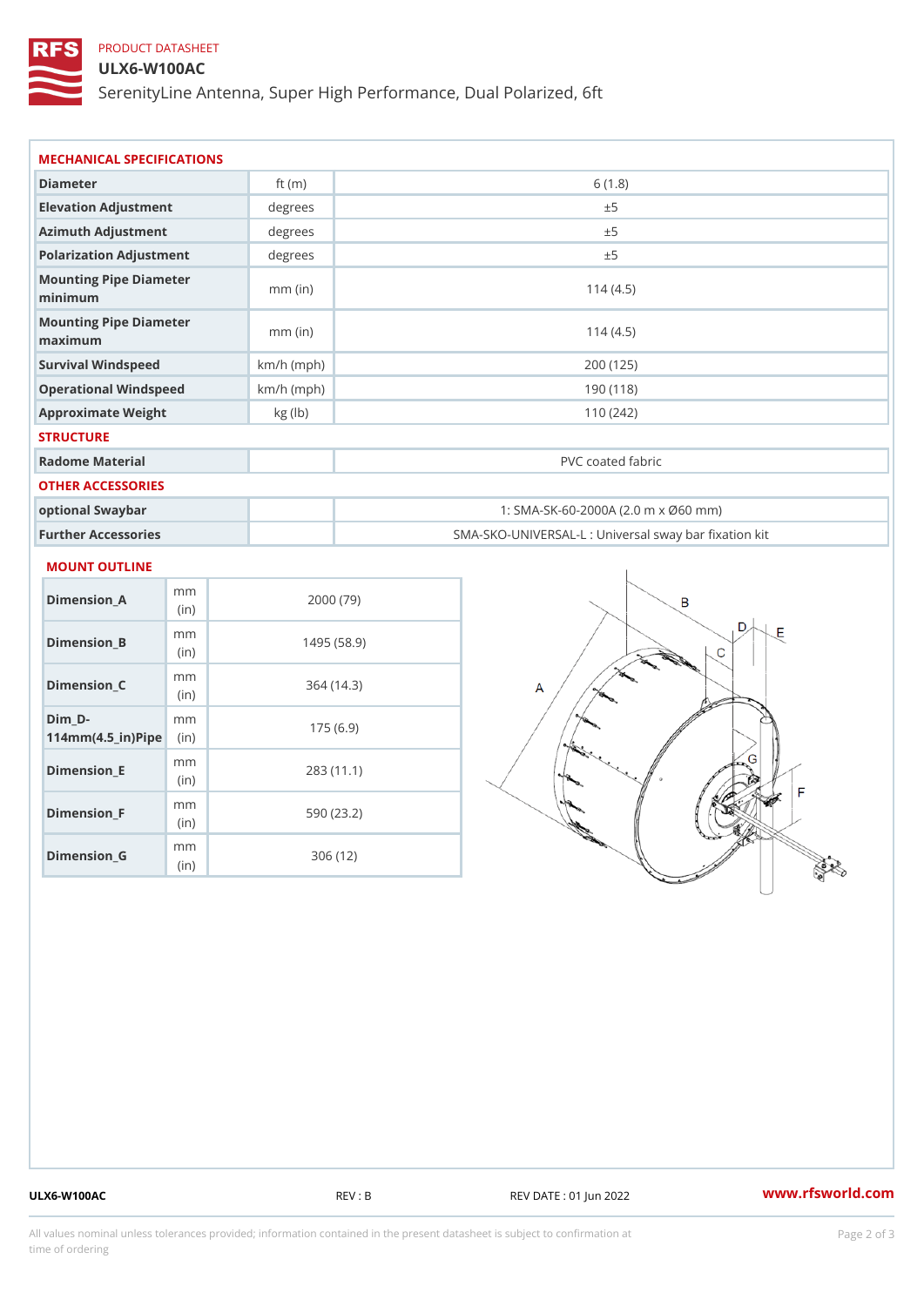PRODUCT DATASHEET

# ULX6-W100AC

SerenityLine Antenna, Super High Performance, Dual Polarized, 6ft

## MECHANICAL SPECIFICATIONS

| | | |
|---|---|---|
| Diameter | ft (m) | 6 (1.8) |
| Elevation Adjustment | degrees | ±5 |
| Azimuth Adjustment | degrees | ±5 |
| Polarization Adjustment | degrees | ±5 |
| Mounting Pipe Diameter minimum | mm (in) | 114 (4.5) |
| Mounting Pipe Diameter maximum | mm (in) | 114 (4.5) |
| Survival Windspeed | km/h (mph) | 200 (125) |
| Operational Windspeed | km/h (mph) | 190 (118) |
| Approximate Weight | kg (lb) | 110 (242) |

## STRUCTURE

| | | |
|---|---|---|
| Radome Material | | PVC coated fabric |

## OTHER ACCESSORIES

| | | |
|---|---|---|
| optional Swaybar | | 1: SMA-SK-60-2000A (2.0 m x Ø60 mm) |
| Further Accessories | | SMA-SKO-UNIVERSAL-L : Universal sway bar fixation kit |

## MOUNT OUTLINE

| | | |
|---|---|---|
| Dimension_A | mm (in) | 2000 (79) |
| Dimension_B | mm (in) | 1495 (58.9) |
| Dimension_C | mm (in) | 364 (14.3) |
| Dim_D-114mm(4.5_in)Pipe | mm (in) | 175 (6.9) |
| Dimension_E | mm (in) | 283 (11.1) |
| Dimension_F | mm (in) | 590 (23.2) |
| Dimension_G | mm (in) | 306 (12) |

ULX6-W100AC REV : B REV DATE : 01 Jun 2022 www.rfsworld.com

All values nominal unless tolerances provided; information contained in the present datasheet is subject to confirmation at time of ordering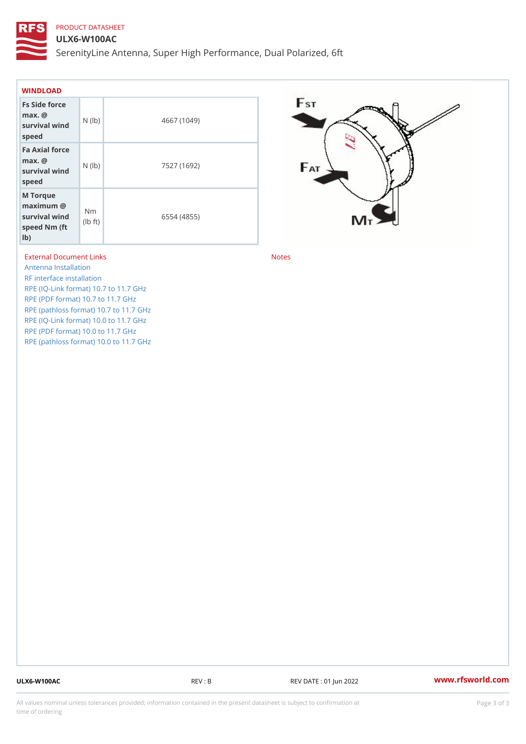PRODUCT DATASHEET

# ULX6-W100AC

SerenityLine Antenna, Super High Performance, Dual Polarized, 6ft

## WINDLOAD

| | | |
|---|---|---|
| Fs Side force max. @ survival wind speed | N (lb) | 4667 (1049) |
| Fa Axial force max. @ survival wind speed | N (lb) | 7527 (1692) |
| M Torque maximum @ survival wind speed Nm (ft lb) | Nm (lb ft) | 6554 (4855) |

FST

FAT

MT

### External Document Links

Antenna Installation

RF interface installation

RPE (IQ-Link format) 10.7 to 11.7 GHz

RPE (PDF format) 10.7 to 11.7 GHz

RPE (pathloss format) 10.7 to 11.7 GHz

RPE (IQ-Link format) 10.0 to 11.7 GHz

RPE (PDF format) 10.0 to 11.7 GHz

RPE (pathloss format) 10.0 to 11.7 GHz

### Notes

ULX6-W100AC REV : B REV DATE : 01 Jun 2022 www.rfsworld.com

All values nominal unless tolerances provided; information contained in the present datasheet is subject to confirmation at time of ordering